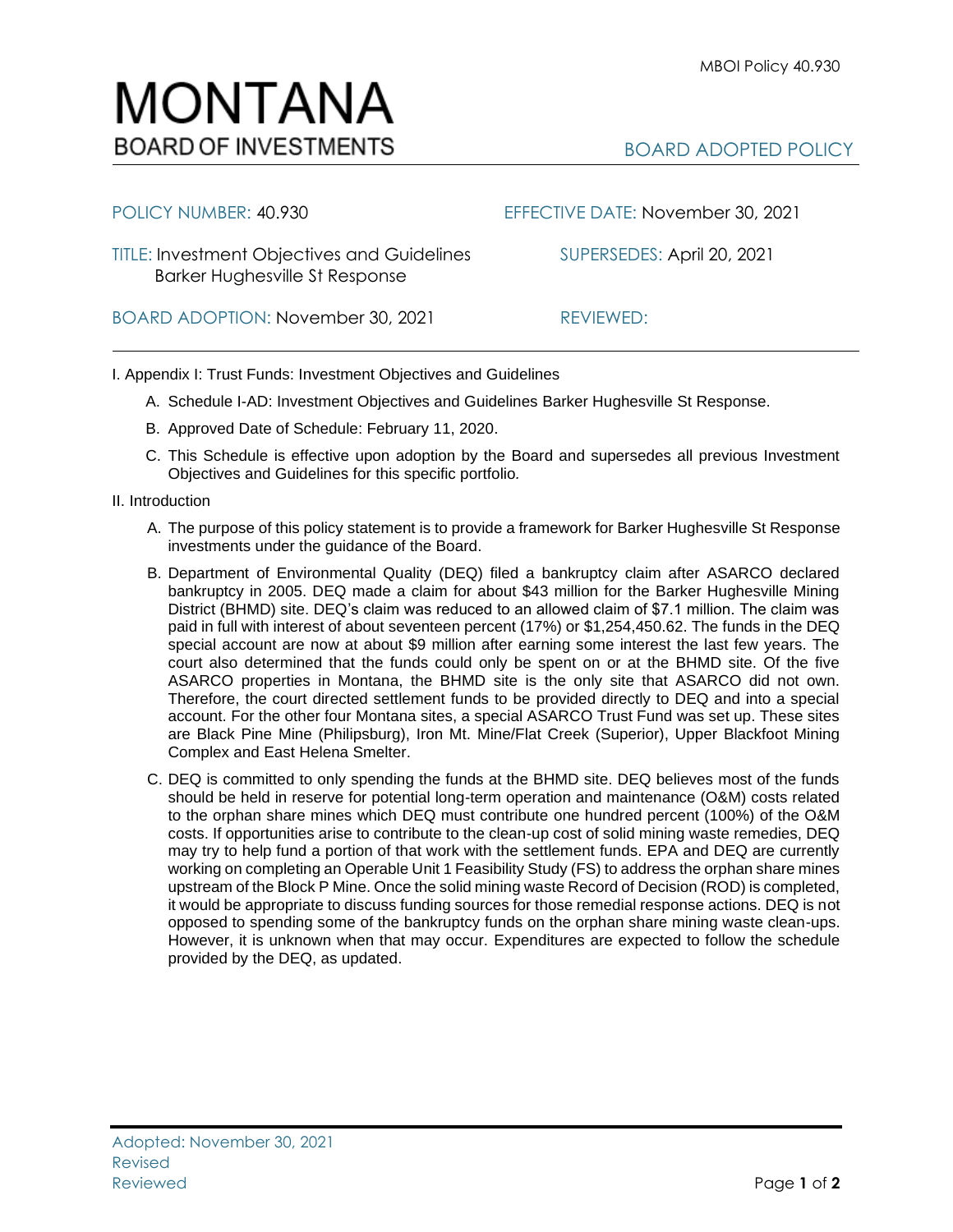# MONTANA
BOARD OF INVESTMENTS

BOARD ADOPTED POLICY

POLICY NUMBER: 40.930

EFFECTIVE DATE: November 30, 2021

TITLE: Investment Objectives and Guidelines Barker Hughesville St Response

SUPERSEDES: April 20, 2021

BOARD ADOPTION: November 30, 2021

REVIEWED:

I. Appendix I: Trust Funds: Investment Objectives and Guidelines

A. Schedule I-AD: Investment Objectives and Guidelines Barker Hughesville St Response.

B. Approved Date of Schedule: February 11, 2020.

C. This Schedule is effective upon adoption by the Board and supersedes all previous Investment Objectives and Guidelines for this specific portfolio.

II. Introduction

A. The purpose of this policy statement is to provide a framework for Barker Hughesville St Response investments under the guidance of the Board.

B. Department of Environmental Quality (DEQ) filed a bankruptcy claim after ASARCO declared bankruptcy in 2005. DEQ made a claim for about $43 million for the Barker Hughesville Mining District (BHMD) site. DEQ's claim was reduced to an allowed claim of $7.1 million. The claim was paid in full with interest of about seventeen percent (17%) or $1,254,450.62. The funds in the DEQ special account are now at about $9 million after earning some interest the last few years. The court also determined that the funds could only be spent on or at the BHMD site. Of the five ASARCO properties in Montana, the BHMD site is the only site that ASARCO did not own. Therefore, the court directed settlement funds to be provided directly to DEQ and into a special account. For the other four Montana sites, a special ASARCO Trust Fund was set up. These sites are Black Pine Mine (Philipsburg), Iron Mt. Mine/Flat Creek (Superior), Upper Blackfoot Mining Complex and East Helena Smelter.

C. DEQ is committed to only spending the funds at the BHMD site. DEQ believes most of the funds should be held in reserve for potential long-term operation and maintenance (O&M) costs related to the orphan share mines which DEQ must contribute one hundred percent (100%) of the O&M costs. If opportunities arise to contribute to the clean-up cost of solid mining waste remedies, DEQ may try to help fund a portion of that work with the settlement funds. EPA and DEQ are currently working on completing an Operable Unit 1 Feasibility Study (FS) to address the orphan share mines upstream of the Block P Mine. Once the solid mining waste Record of Decision (ROD) is completed, it would be appropriate to discuss funding sources for those remedial response actions. DEQ is not opposed to spending some of the bankruptcy funds on the orphan share mining waste clean-ups. However, it is unknown when that may occur. Expenditures are expected to follow the schedule provided by the DEQ, as updated.

Adopted: November 30, 2021
Revised
Reviewed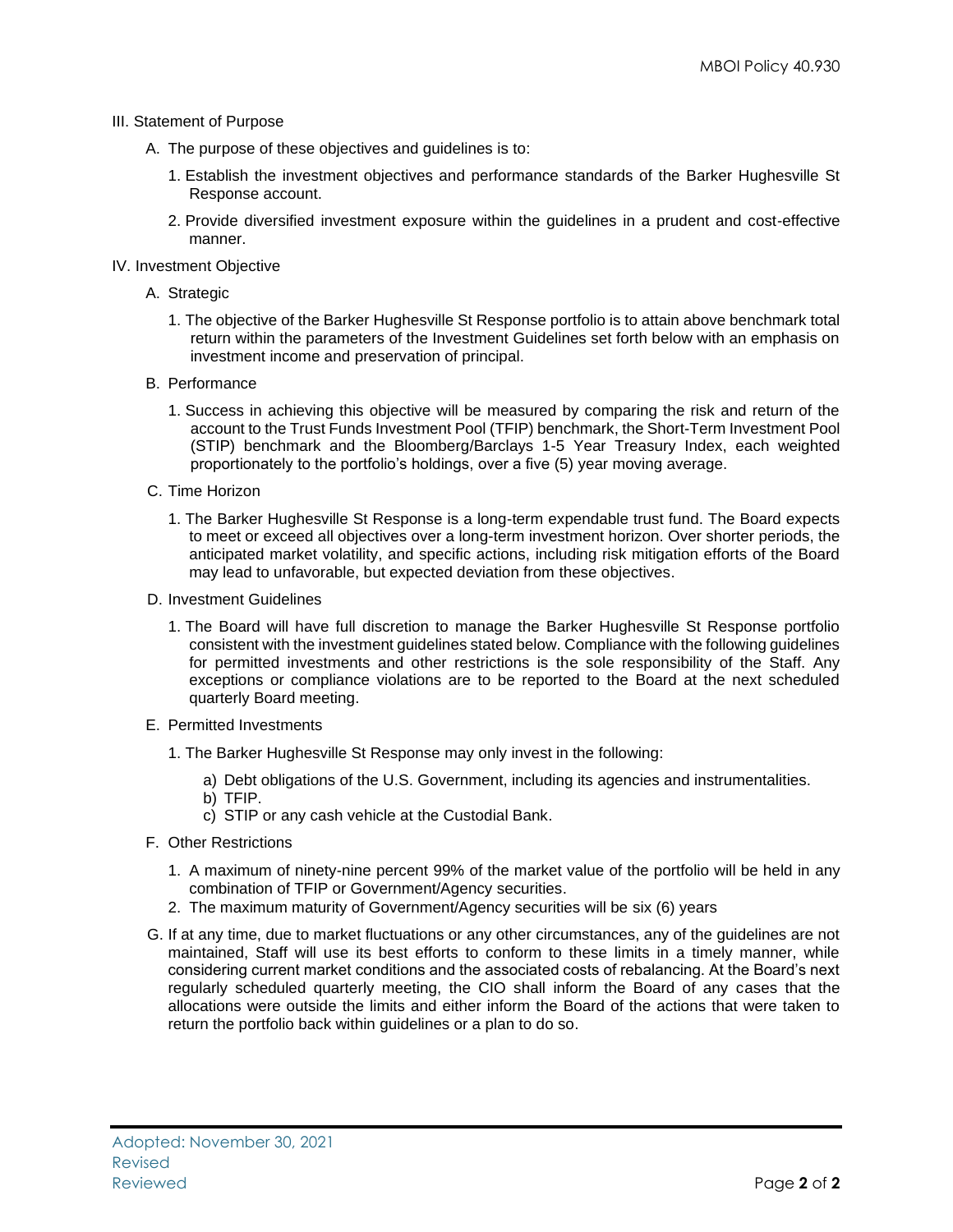III. Statement of Purpose

A. The purpose of these objectives and guidelines is to:

1. Establish the investment objectives and performance standards of the Barker Hughesville St Response account.
2. Provide diversified investment exposure within the guidelines in a prudent and cost-effective manner.

IV. Investment Objective

A. Strategic

1. The objective of the Barker Hughesville St Response portfolio is to attain above benchmark total return within the parameters of the Investment Guidelines set forth below with an emphasis on investment income and preservation of principal.

B. Performance

1. Success in achieving this objective will be measured by comparing the risk and return of the account to the Trust Funds Investment Pool (TFIP) benchmark, the Short-Term Investment Pool (STIP) benchmark and the Bloomberg/Barclays 1-5 Year Treasury Index, each weighted proportionately to the portfolio's holdings, over a five (5) year moving average.

C. Time Horizon

1. The Barker Hughesville St Response is a long-term expendable trust fund. The Board expects to meet or exceed all objectives over a long-term investment horizon. Over shorter periods, the anticipated market volatility, and specific actions, including risk mitigation efforts of the Board may lead to unfavorable, but expected deviation from these objectives.

D. Investment Guidelines

1. The Board will have full discretion to manage the Barker Hughesville St Response portfolio consistent with the investment guidelines stated below. Compliance with the following guidelines for permitted investments and other restrictions is the sole responsibility of the Staff. Any exceptions or compliance violations are to be reported to the Board at the next scheduled quarterly Board meeting.

E. Permitted Investments

1. The Barker Hughesville St Response may only invest in the following:

   a) Debt obligations of the U.S. Government, including its agencies and instrumentalities.
   b) TFIP.
   c) STIP or any cash vehicle at the Custodial Bank.

F. Other Restrictions

1. A maximum of ninety-nine percent 99% of the market value of the portfolio will be held in any combination of TFIP or Government/Agency securities.
2. The maximum maturity of Government/Agency securities will be six (6) years

G. If at any time, due to market fluctuations or any other circumstances, any of the guidelines are not maintained, Staff will use its best efforts to conform to these limits in a timely manner, while considering current market conditions and the associated costs of rebalancing. At the Board's next regularly scheduled quarterly meeting, the CIO shall inform the Board of any cases that the allocations were outside the limits and either inform the Board of the actions that were taken to return the portfolio back within guidelines or a plan to do so.

Adopted: November 30, 2021
Revised
Reviewed